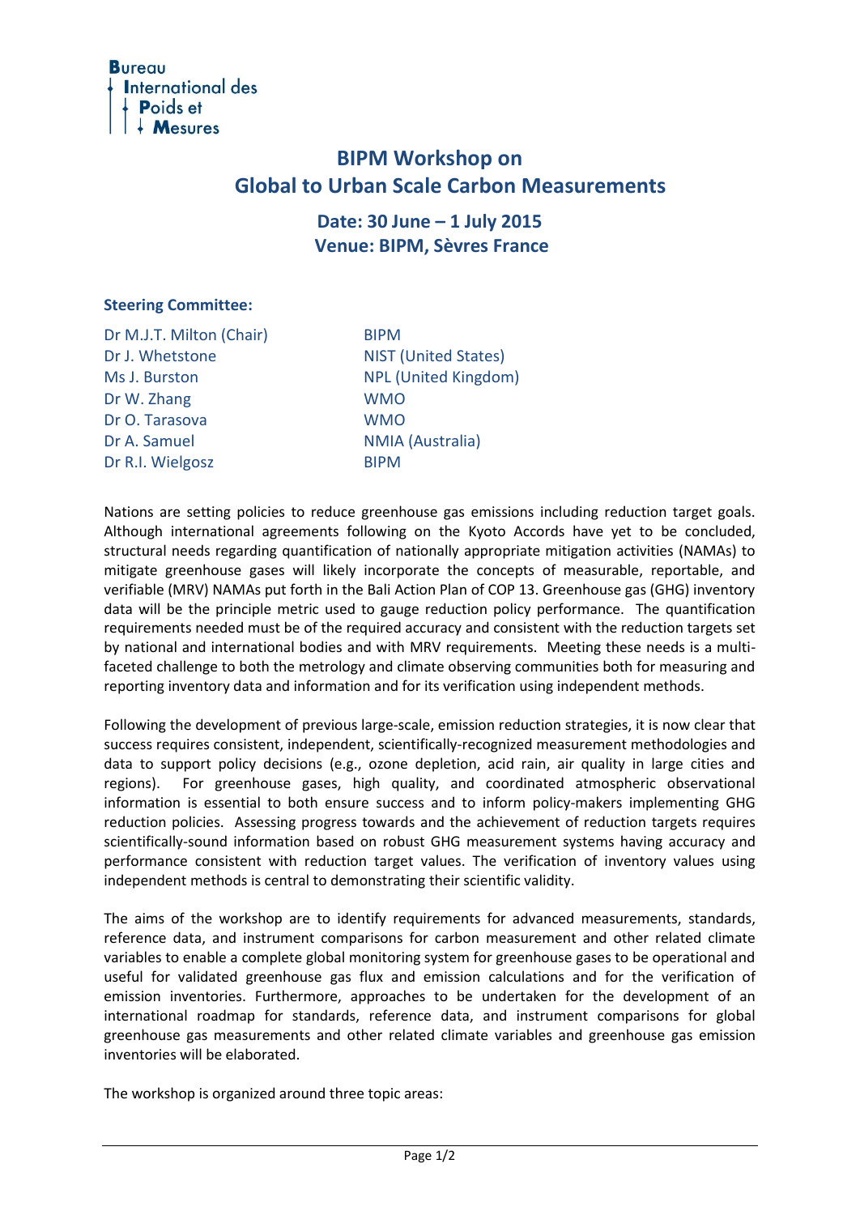Bureau International des Poids et Mesures

# BIPM Workshop on Global to Urban Scale Carbon Measurements

## Date: 30 June – 1 July 2015
## Venue: BIPM, Sèvres France

### Steering Committee:

| | |
|---|---|
| Dr M.J.T. Milton (Chair) | BIPM |
| Dr J. Whetstone | NIST (United States) |
| Ms J. Burston | NPL (United Kingdom) |
| Dr W. Zhang | WMO |
| Dr O. Tarasova | WMO |
| Dr A. Samuel | NMIA (Australia) |
| Dr R.I. Wielgosz | BIPM |

Nations are setting policies to reduce greenhouse gas emissions including reduction target goals. Although international agreements following on the Kyoto Accords have yet to be concluded, structural needs regarding quantification of nationally appropriate mitigation activities (NAMAs) to mitigate greenhouse gases will likely incorporate the concepts of measurable, reportable, and verifiable (MRV) NAMAs put forth in the Bali Action Plan of COP 13. Greenhouse gas (GHG) inventory data will be the principle metric used to gauge reduction policy performance. The quantification requirements needed must be of the required accuracy and consistent with the reduction targets set by national and international bodies and with MRV requirements. Meeting these needs is a multi-faceted challenge to both the metrology and climate observing communities both for measuring and reporting inventory data and information and for its verification using independent methods.

Following the development of previous large-scale, emission reduction strategies, it is now clear that success requires consistent, independent, scientifically-recognized measurement methodologies and data to support policy decisions (e.g., ozone depletion, acid rain, air quality in large cities and regions). For greenhouse gases, high quality, and coordinated atmospheric observational information is essential to both ensure success and to inform policy-makers implementing GHG reduction policies. Assessing progress towards and the achievement of reduction targets requires scientifically-sound information based on robust GHG measurement systems having accuracy and performance consistent with reduction target values. The verification of inventory values using independent methods is central to demonstrating their scientific validity.

The aims of the workshop are to identify requirements for advanced measurements, standards, reference data, and instrument comparisons for carbon measurement and other related climate variables to enable a complete global monitoring system for greenhouse gases to be operational and useful for validated greenhouse gas flux and emission calculations and for the verification of emission inventories. Furthermore, approaches to be undertaken for the development of an international roadmap for standards, reference data, and instrument comparisons for global greenhouse gas measurements and other related climate variables and greenhouse gas emission inventories will be elaborated.

The workshop is organized around three topic areas: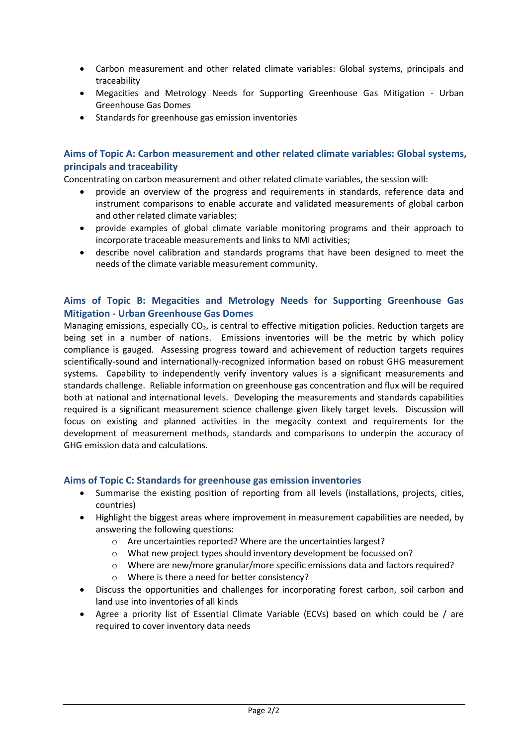- Carbon measurement and other related climate variables: Global systems, principals and traceability
- Megacities and Metrology Needs for Supporting Greenhouse Gas Mitigation - Urban Greenhouse Gas Domes
- Standards for greenhouse gas emission inventories

### Aims of Topic A: Carbon measurement and other related climate variables: Global systems, principals and traceability

Concentrating on carbon measurement and other related climate variables, the session will:

- provide an overview of the progress and requirements in standards, reference data and instrument comparisons to enable accurate and validated measurements of global carbon and other related climate variables;
- provide examples of global climate variable monitoring programs and their approach to incorporate traceable measurements and links to NMI activities;
- describe novel calibration and standards programs that have been designed to meet the needs of the climate variable measurement community.

### Aims of Topic B: Megacities and Metrology Needs for Supporting Greenhouse Gas Mitigation - Urban Greenhouse Gas Domes

Managing emissions, especially $CO_2$, is central to effective mitigation policies. Reduction targets are being set in a number of nations. Emissions inventories will be the metric by which policy compliance is gauged. Assessing progress toward and achievement of reduction targets requires scientifically-sound and internationally-recognized information based on robust GHG measurement systems. Capability to independently verify inventory values is a significant measurements and standards challenge. Reliable information on greenhouse gas concentration and flux will be required both at national and international levels. Developing the measurements and standards capabilities required is a significant measurement science challenge given likely target levels. Discussion will focus on existing and planned activities in the megacity context and requirements for the development of measurement methods, standards and comparisons to underpin the accuracy of GHG emission data and calculations.

### Aims of Topic C: Standards for greenhouse gas emission inventories

- Summarise the existing position of reporting from all levels (installations, projects, cities, countries)
- Highlight the biggest areas where improvement in measurement capabilities are needed, by answering the following questions:
  - Are uncertainties reported? Where are the uncertainties largest?
  - What new project types should inventory development be focussed on?
  - Where are new/more granular/more specific emissions data and factors required?
  - Where is there a need for better consistency?
- Discuss the opportunities and challenges for incorporating forest carbon, soil carbon and land use into inventories of all kinds
- Agree a priority list of Essential Climate Variable (ECVs) based on which could be / are required to cover inventory data needs